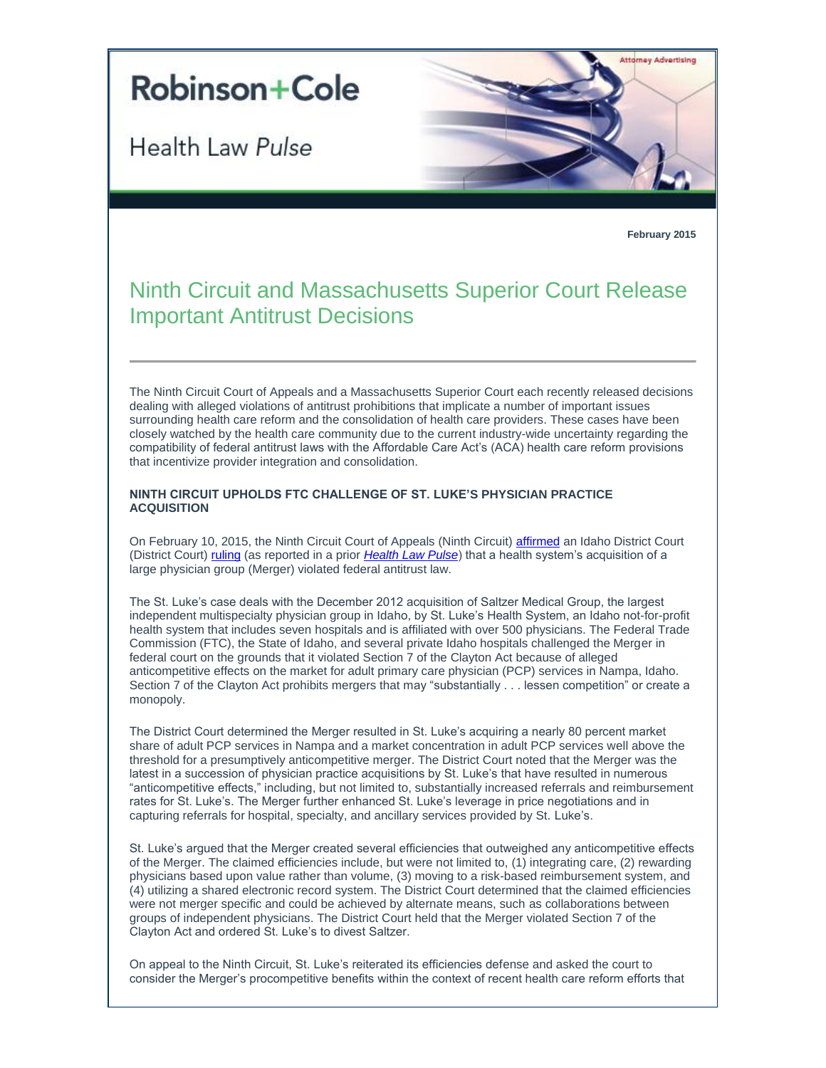Robinson+Cole

Health Law *Pulse*

Attorney Advertising

**February 2015**

# Ninth Circuit and Massachusetts Superior Court Release Important Antitrust Decisions

The Ninth Circuit Court of Appeals and a Massachusetts Superior Court each recently released decisions dealing with alleged violations of antitrust prohibitions that implicate a number of important issues surrounding health care reform and the consolidation of health care providers. These cases have been closely watched by the health care community due to the current industry-wide uncertainty regarding the compatibility of federal antitrust laws with the Affordable Care Act's (ACA) health care reform provisions that incentivize provider integration and consolidation.

**NINTH CIRCUIT UPHOLDS FTC CHALLENGE OF ST. LUKE'S PHYSICIAN PRACTICE ACQUISITION**

On February 10, 2015, the Ninth Circuit Court of Appeals (Ninth Circuit) affirmed an Idaho District Court (District Court) ruling (as reported in a prior *Health Law Pulse*) that a health system's acquisition of a large physician group (Merger) violated federal antitrust law.

The St. Luke's case deals with the December 2012 acquisition of Saltzer Medical Group, the largest independent multispecialty physician group in Idaho, by St. Luke's Health System, an Idaho not-for-profit health system that includes seven hospitals and is affiliated with over 500 physicians. The Federal Trade Commission (FTC), the State of Idaho, and several private Idaho hospitals challenged the Merger in federal court on the grounds that it violated Section 7 of the Clayton Act because of alleged anticompetitive effects on the market for adult primary care physician (PCP) services in Nampa, Idaho. Section 7 of the Clayton Act prohibits mergers that may "substantially . . . lessen competition" or create a monopoly.

The District Court determined the Merger resulted in St. Luke's acquiring a nearly 80 percent market share of adult PCP services in Nampa and a market concentration in adult PCP services well above the threshold for a presumptively anticompetitive merger. The District Court noted that the Merger was the latest in a succession of physician practice acquisitions by St. Luke's that have resulted in numerous "anticompetitive effects," including, but not limited to, substantially increased referrals and reimbursement rates for St. Luke's. The Merger further enhanced St. Luke's leverage in price negotiations and in capturing referrals for hospital, specialty, and ancillary services provided by St. Luke's.

St. Luke's argued that the Merger created several efficiencies that outweighed any anticompetitive effects of the Merger. The claimed efficiencies include, but were not limited to, (1) integrating care, (2) rewarding physicians based upon value rather than volume, (3) moving to a risk-based reimbursement system, and (4) utilizing a shared electronic record system. The District Court determined that the claimed efficiencies were not merger specific and could be achieved by alternate means, such as collaborations between groups of independent physicians. The District Court held that the Merger violated Section 7 of the Clayton Act and ordered St. Luke's to divest Saltzer.

On appeal to the Ninth Circuit, St. Luke's reiterated its efficiencies defense and asked the court to consider the Merger's procompetitive benefits within the context of recent health care reform efforts that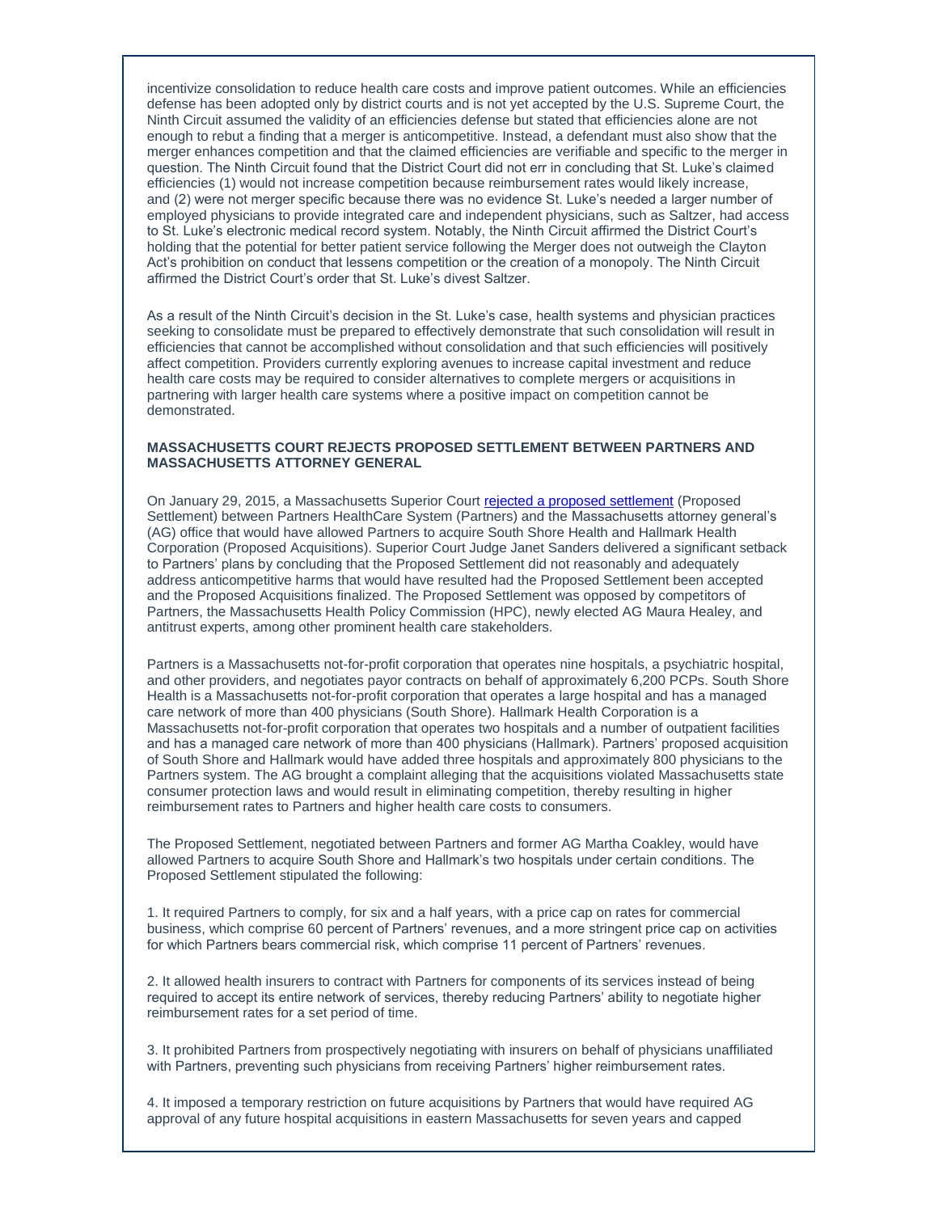incentivize consolidation to reduce health care costs and improve patient outcomes. While an efficiencies defense has been adopted only by district courts and is not yet accepted by the U.S. Supreme Court, the Ninth Circuit assumed the validity of an efficiencies defense but stated that efficiencies alone are not enough to rebut a finding that a merger is anticompetitive. Instead, a defendant must also show that the merger enhances competition and that the claimed efficiencies are verifiable and specific to the merger in question. The Ninth Circuit found that the District Court did not err in concluding that St. Luke's claimed efficiencies (1) would not increase competition because reimbursement rates would likely increase, and (2) were not merger specific because there was no evidence St. Luke's needed a larger number of employed physicians to provide integrated care and independent physicians, such as Saltzer, had access to St. Luke's electronic medical record system. Notably, the Ninth Circuit affirmed the District Court's holding that the potential for better patient service following the Merger does not outweigh the Clayton Act's prohibition on conduct that lessens competition or the creation of a monopoly. The Ninth Circuit affirmed the District Court's order that St. Luke's divest Saltzer.

As a result of the Ninth Circuit's decision in the St. Luke's case, health systems and physician practices seeking to consolidate must be prepared to effectively demonstrate that such consolidation will result in efficiencies that cannot be accomplished without consolidation and that such efficiencies will positively affect competition. Providers currently exploring avenues to increase capital investment and reduce health care costs may be required to consider alternatives to complete mergers or acquisitions in partnering with larger health care systems where a positive impact on competition cannot be demonstrated.

**MASSACHUSETTS COURT REJECTS PROPOSED SETTLEMENT BETWEEN PARTNERS AND MASSACHUSETTS ATTORNEY GENERAL**

On January 29, 2015, a Massachusetts Superior Court rejected a proposed settlement (Proposed Settlement) between Partners HealthCare System (Partners) and the Massachusetts attorney general's (AG) office that would have allowed Partners to acquire South Shore Health and Hallmark Health Corporation (Proposed Acquisitions). Superior Court Judge Janet Sanders delivered a significant setback to Partners' plans by concluding that the Proposed Settlement did not reasonably and adequately address anticompetitive harms that would have resulted had the Proposed Settlement been accepted and the Proposed Acquisitions finalized. The Proposed Settlement was opposed by competitors of Partners, the Massachusetts Health Policy Commission (HPC), newly elected AG Maura Healey, and antitrust experts, among other prominent health care stakeholders.

Partners is a Massachusetts not-for-profit corporation that operates nine hospitals, a psychiatric hospital, and other providers, and negotiates payor contracts on behalf of approximately 6,200 PCPs. South Shore Health is a Massachusetts not-for-profit corporation that operates a large hospital and has a managed care network of more than 400 physicians (South Shore). Hallmark Health Corporation is a Massachusetts not-for-profit corporation that operates two hospitals and a number of outpatient facilities and has a managed care network of more than 400 physicians (Hallmark). Partners' proposed acquisition of South Shore and Hallmark would have added three hospitals and approximately 800 physicians to the Partners system. The AG brought a complaint alleging that the acquisitions violated Massachusetts state consumer protection laws and would result in eliminating competition, thereby resulting in higher reimbursement rates to Partners and higher health care costs to consumers.

The Proposed Settlement, negotiated between Partners and former AG Martha Coakley, would have allowed Partners to acquire South Shore and Hallmark's two hospitals under certain conditions. The Proposed Settlement stipulated the following:

1. It required Partners to comply, for six and a half years, with a price cap on rates for commercial business, which comprise 60 percent of Partners' revenues, and a more stringent price cap on activities for which Partners bears commercial risk, which comprise 11 percent of Partners' revenues.

2. It allowed health insurers to contract with Partners for components of its services instead of being required to accept its entire network of services, thereby reducing Partners' ability to negotiate higher reimbursement rates for a set period of time.

3. It prohibited Partners from prospectively negotiating with insurers on behalf of physicians unaffiliated with Partners, preventing such physicians from receiving Partners' higher reimbursement rates.

4. It imposed a temporary restriction on future acquisitions by Partners that would have required AG approval of any future hospital acquisitions in eastern Massachusetts for seven years and capped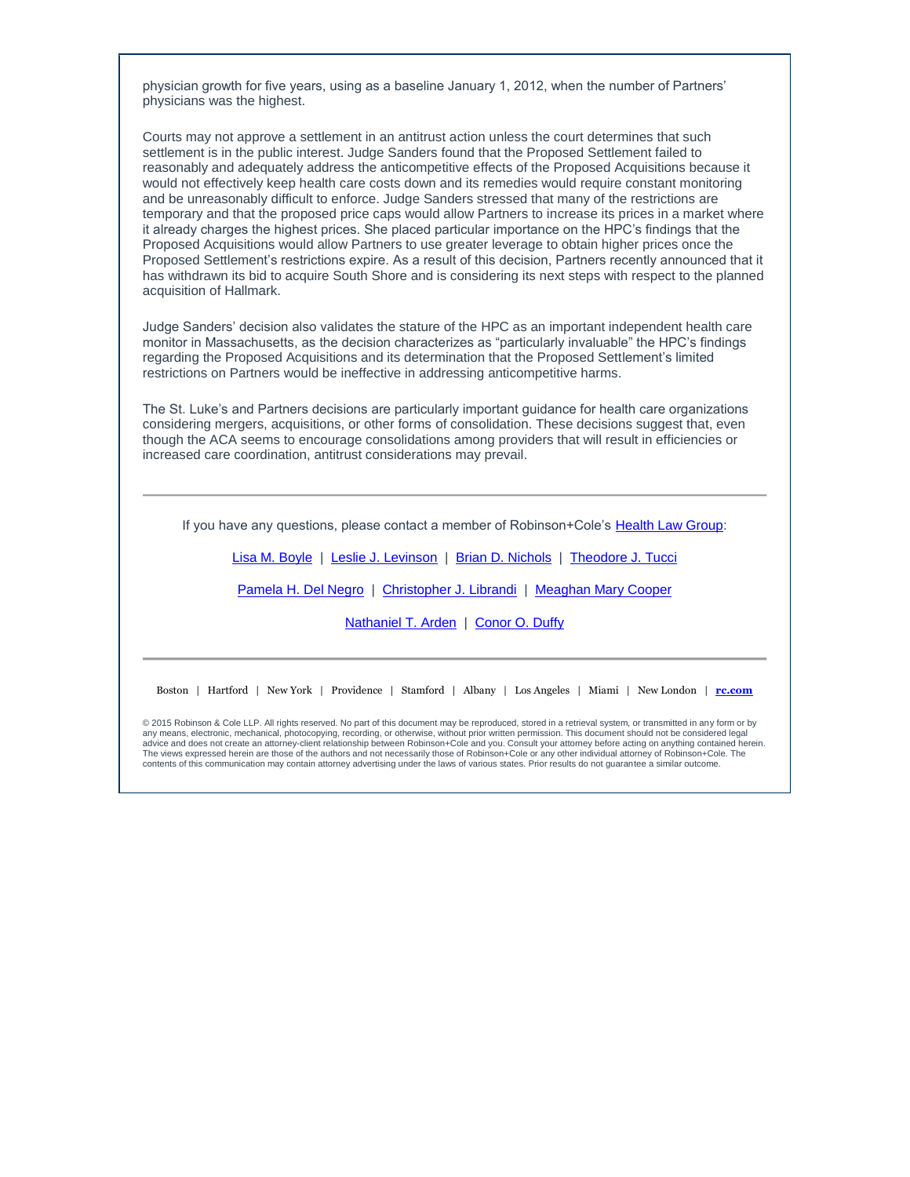physician growth for five years, using as a baseline January 1, 2012, when the number of Partners' physicians was the highest.

Courts may not approve a settlement in an antitrust action unless the court determines that such settlement is in the public interest. Judge Sanders found that the Proposed Settlement failed to reasonably and adequately address the anticompetitive effects of the Proposed Acquisitions because it would not effectively keep health care costs down and its remedies would require constant monitoring and be unreasonably difficult to enforce. Judge Sanders stressed that many of the restrictions are temporary and that the proposed price caps would allow Partners to increase its prices in a market where it already charges the highest prices. She placed particular importance on the HPC's findings that the Proposed Acquisitions would allow Partners to use greater leverage to obtain higher prices once the Proposed Settlement's restrictions expire. As a result of this decision, Partners recently announced that it has withdrawn its bid to acquire South Shore and is considering its next steps with respect to the planned acquisition of Hallmark.

Judge Sanders' decision also validates the stature of the HPC as an important independent health care monitor in Massachusetts, as the decision characterizes as "particularly invaluable" the HPC's findings regarding the Proposed Acquisitions and its determination that the Proposed Settlement's limited restrictions on Partners would be ineffective in addressing anticompetitive harms.

The St. Luke's and Partners decisions are particularly important guidance for health care organizations considering mergers, acquisitions, or other forms of consolidation. These decisions suggest that, even though the ACA seems to encourage consolidations among providers that will result in efficiencies or increased care coordination, antitrust considerations may prevail.

---

If you have any questions, please contact a member of Robinson+Cole's Health Law Group:

Lisa M. Boyle | Leslie J. Levinson | Brian D. Nichols | Theodore J. Tucci

Pamela H. Del Negro | Christopher J. Librandi | Meaghan Mary Cooper

Nathaniel T. Arden | Conor O. Duffy

---

Boston | Hartford | New York | Providence | Stamford | Albany | Los Angeles | Miami | New London | **rc.com**

© 2015 Robinson & Cole LLP. All rights reserved. No part of this document may be reproduced, stored in a retrieval system, or transmitted in any form or by any means, electronic, mechanical, photocopying, recording, or otherwise, without prior written permission. This document should not be considered legal advice and does not create an attorney-client relationship between Robinson+Cole and you. Consult your attorney before acting on anything contained herein. The views expressed herein are those of the authors and not necessarily those of Robinson+Cole or any other individual attorney of Robinson+Cole. The contents of this communication may contain attorney advertising under the laws of various states. Prior results do not guarantee a similar outcome.